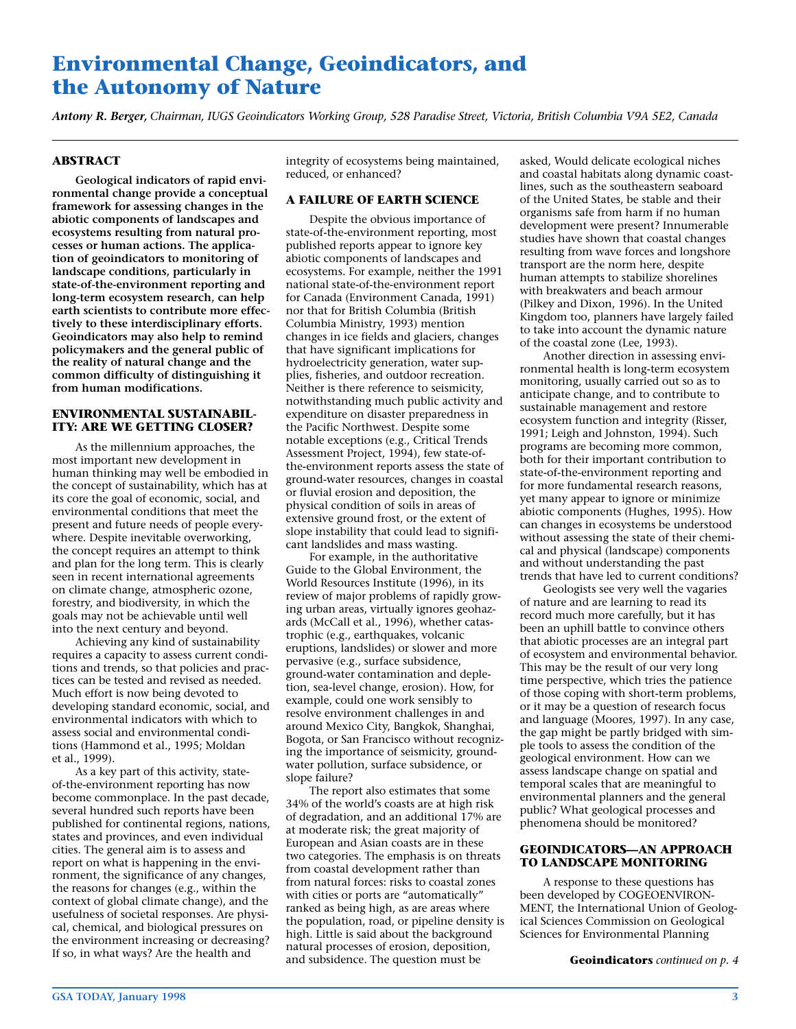# Environmental Change, Geoindicators, and the Autonomy of Nature

*Antony R. Berger, Chairman, IUGS Geoindicators Working Group, 528 Paradise Street, Victoria, British Columbia V9A 5E2, Canada*

## ABSTRACT

**Geological indicators of rapid environmental change provide a conceptual framework for assessing changes in the abiotic components of landscapes and ecosystems resulting from natural processes or human actions. The application of geoindicators to monitoring of landscape conditions, particularly in state-of-the-environment reporting and long-term ecosystem research, can help earth scientists to contribute more effectively to these interdisciplinary efforts. Geoindicators may also help to remind policymakers and the general public of the reality of natural change and the common difficulty of distinguishing it from human modifications.**

## ENVIRONMENTAL SUSTAINABILITY: ARE WE GETTING CLOSER?

As the millennium approaches, the most important new development in human thinking may well be embodied in the concept of sustainability, which has at its core the goal of economic, social, and environmental conditions that meet the present and future needs of people everywhere. Despite inevitable overworking, the concept requires an attempt to think and plan for the long term. This is clearly seen in recent international agreements on climate change, atmospheric ozone, forestry, and biodiversity, in which the goals may not be achievable until well into the next century and beyond.

Achieving any kind of sustainability requires a capacity to assess current conditions and trends, so that policies and practices can be tested and revised as needed. Much effort is now being devoted to developing standard economic, social, and environmental indicators with which to assess social and environmental conditions (Hammond et al., 1995; Moldan et al., 1999).

As a key part of this activity, state-of-the-environment reporting has now become commonplace. In the past decade, several hundred such reports have been published for continental regions, nations, states and provinces, and even individual cities. The general aim is to assess and report on what is happening in the environment, the significance of any changes, the reasons for changes (e.g., within the context of global climate change), and the usefulness of societal responses. Are physical, chemical, and biological pressures on the environment increasing or decreasing? If so, in what ways? Are the health and integrity of ecosystems being maintained, reduced, or enhanced?

## A FAILURE OF EARTH SCIENCE

Despite the obvious importance of state-of-the-environment reporting, most published reports appear to ignore key abiotic components of landscapes and ecosystems. For example, neither the 1991 national state-of-the-environment report for Canada (Environment Canada, 1991) nor that for British Columbia (British Columbia Ministry, 1993) mention changes in ice fields and glaciers, changes that have significant implications for hydroelectricity generation, water supplies, fisheries, and outdoor recreation. Neither is there reference to seismicity, notwithstanding much public activity and expenditure on disaster preparedness in the Pacific Northwest. Despite some notable exceptions (e.g., Critical Trends Assessment Project, 1994), few state-of-the-environment reports assess the state of ground-water resources, changes in coastal or fluvial erosion and deposition, the physical condition of soils in areas of extensive ground frost, or the extent of slope instability that could lead to significant landslides and mass wasting.

For example, in the authoritative Guide to the Global Environment, the World Resources Institute (1996), in its review of major problems of rapidly growing urban areas, virtually ignores geohazards (McCall et al., 1996), whether catastrophic (e.g., earthquakes, volcanic eruptions, landslides) or slower and more pervasive (e.g., surface subsidence, ground-water contamination and depletion, sea-level change, erosion). How, for example, could one work sensibly to resolve environment challenges in and around Mexico City, Bangkok, Shanghai, Bogota, or San Francisco without recognizing the importance of seismicity, ground-water pollution, surface subsidence, or slope failure?

The report also estimates that some 34% of the world's coasts are at high risk of degradation, and an additional 17% are at moderate risk; the great majority of European and Asian coasts are in these two categories. The emphasis is on threats from coastal development rather than from natural forces: risks to coastal zones with cities or ports are "automatically" ranked as being high, as are areas where the population, road, or pipeline density is high. Little is said about the background natural processes of erosion, deposition, and subsidence. The question must be asked, Would delicate ecological niches and coastal habitats along dynamic coastlines, such as the southeastern seaboard of the United States, be stable and their organisms safe from harm if no human development were present? Innumerable studies have shown that coastal changes resulting from wave forces and longshore transport are the norm here, despite human attempts to stabilize shorelines with breakwaters and beach armour (Pilkey and Dixon, 1996). In the United Kingdom too, planners have largely failed to take into account the dynamic nature of the coastal zone (Lee, 1993).

Another direction in assessing environmental health is long-term ecosystem monitoring, usually carried out so as to anticipate change, and to contribute to sustainable management and restore ecosystem function and integrity (Risser, 1991; Leigh and Johnston, 1994). Such programs are becoming more common, both for their important contribution to state-of-the-environment reporting and for more fundamental research reasons, yet many appear to ignore or minimize abiotic components (Hughes, 1995). How can changes in ecosystems be understood without assessing the state of their chemical and physical (landscape) components and without understanding the past trends that have led to current conditions?

Geologists see very well the vagaries of nature and are learning to read its record much more carefully, but it has been an uphill battle to convince others that abiotic processes are an integral part of ecosystem and environmental behavior. This may be the result of our very long time perspective, which tries the patience of those coping with short-term problems, or it may be a question of research focus and language (Moores, 1997). In any case, the gap might be partly bridged with simple tools to assess the condition of the geological environment. How can we assess landscape change on spatial and temporal scales that are meaningful to environmental planners and the general public? What geological processes and phenomena should be monitored?

## GEOINDICATORS—AN APPROACH TO LANDSCAPE MONITORING

A response to these questions has been developed by COGEOENVIRONMENT, the International Union of Geological Sciences Commission on Geological Sciences for Environmental Planning

**Geoindicators** *continued on p. 4*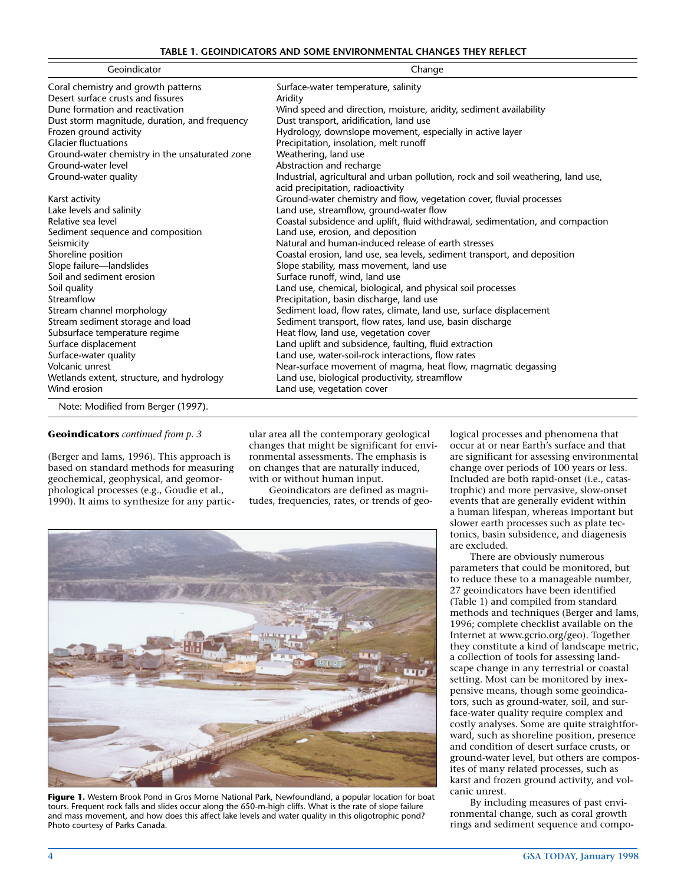**TABLE 1. GEOINDICATORS AND SOME ENVIRONMENTAL CHANGES THEY REFLECT**

| Geoindicator | Change |
|---|---|
| Coral chemistry and growth patterns | Surface-water temperature, salinity |
| Desert surface crusts and fissures | Aridity |
| Dune formation and reactivation | Wind speed and direction, moisture, aridity, sediment availability |
| Dust storm magnitude, duration, and frequency | Dust transport, aridification, land use |
| Frozen ground activity | Hydrology, downslope movement, especially in active layer |
| Glacier fluctuations | Precipitation, insolation, melt runoff |
| Ground-water chemistry in the unsaturated zone | Weathering, land use |
| Ground-water level | Abstraction and recharge |
| Ground-water quality | Industrial, agricultural and urban pollution, rock and soil weathering, land use, acid precipitation, radioactivity |
| Karst activity | Ground-water chemistry and flow, vegetation cover, fluvial processes |
| Lake levels and salinity | Land use, streamflow, ground-water flow |
| Relative sea level | Coastal subsidence and uplift, fluid withdrawal, sedimentation, and compaction |
| Sediment sequence and composition | Land use, erosion, and deposition |
| Seismicity | Natural and human-induced release of earth stresses |
| Shoreline position | Coastal erosion, land use, sea levels, sediment transport, and deposition |
| Slope failure—landslides | Slope stability, mass movement, land use |
| Soil and sediment erosion | Surface runoff, wind, land use |
| Soil quality | Land use, chemical, biological, and physical soil processes |
| Streamflow | Precipitation, basin discharge, land use |
| Stream channel morphology | Sediment load, flow rates, climate, land use, surface displacement |
| Stream sediment storage and load | Sediment transport, flow rates, land use, basin discharge |
| Subsurface temperature regime | Heat flow, land use, vegetation cover |
| Surface displacement | Land uplift and subsidence, faulting, fluid extraction |
| Surface-water quality | Land use, water-soil-rock interactions, flow rates |
| Volcanic unrest | Near-surface movement of magma, heat flow, magmatic degassing |
| Wetlands extent, structure, and hydrology | Land use, biological productivity, streamflow |
| Wind erosion | Land use, vegetation cover |

Note: Modified from Berger (1997).

**Geoindicators** *continued from p. 3*

(Berger and Iams, 1996). This approach is based on standard methods for measuring geochemical, geophysical, and geomorphological processes (e.g., Goudie et al., 1990). It aims to synthesize for any particular area all the contemporary geological changes that might be significant for environmental assessments. The emphasis is on changes that are naturally induced, with or without human input.

Geoindicators are defined as magnitudes, frequencies, rates, or trends of geological processes and phenomena that occur at or near Earth's surface and that are significant for assessing environmental change over periods of 100 years or less. Included are both rapid-onset (i.e., catastrophic) and more pervasive, slow-onset events that are generally evident within a human lifespan, whereas important but slower earth processes such as plate tectonics, basin subsidence, and diagenesis are excluded.

There are obviously numerous parameters that could be monitored, but to reduce these to a manageable number, 27 geoindicators have been identified (Table 1) and compiled from standard methods and techniques (Berger and Iams, 1996; complete checklist available on the Internet at www.gcrio.org/geo). Together they constitute a kind of landscape metric, a collection of tools for assessing landscape change in any terrestrial or coastal setting. Most can be monitored by inexpensive means, though some geoindicators, such as ground-water, soil, and surface-water quality require complex and costly analyses. Some are quite straightforward, such as shoreline position, presence and condition of desert surface crusts, or ground-water level, but others are composites of many related processes, such as karst and frozen ground activity, and volcanic unrest.

By including measures of past environmental change, such as coral growth rings and sediment sequence and compo-

**Figure 1.** Western Brook Pond in Gros Morne National Park, Newfoundland, a popular location for boat tours. Frequent rock falls and slides occur along the 650-m-high cliffs. What is the rate of slope failure and mass movement, and how does this affect lake levels and water quality in this oligotrophic pond? Photo courtesy of Parks Canada.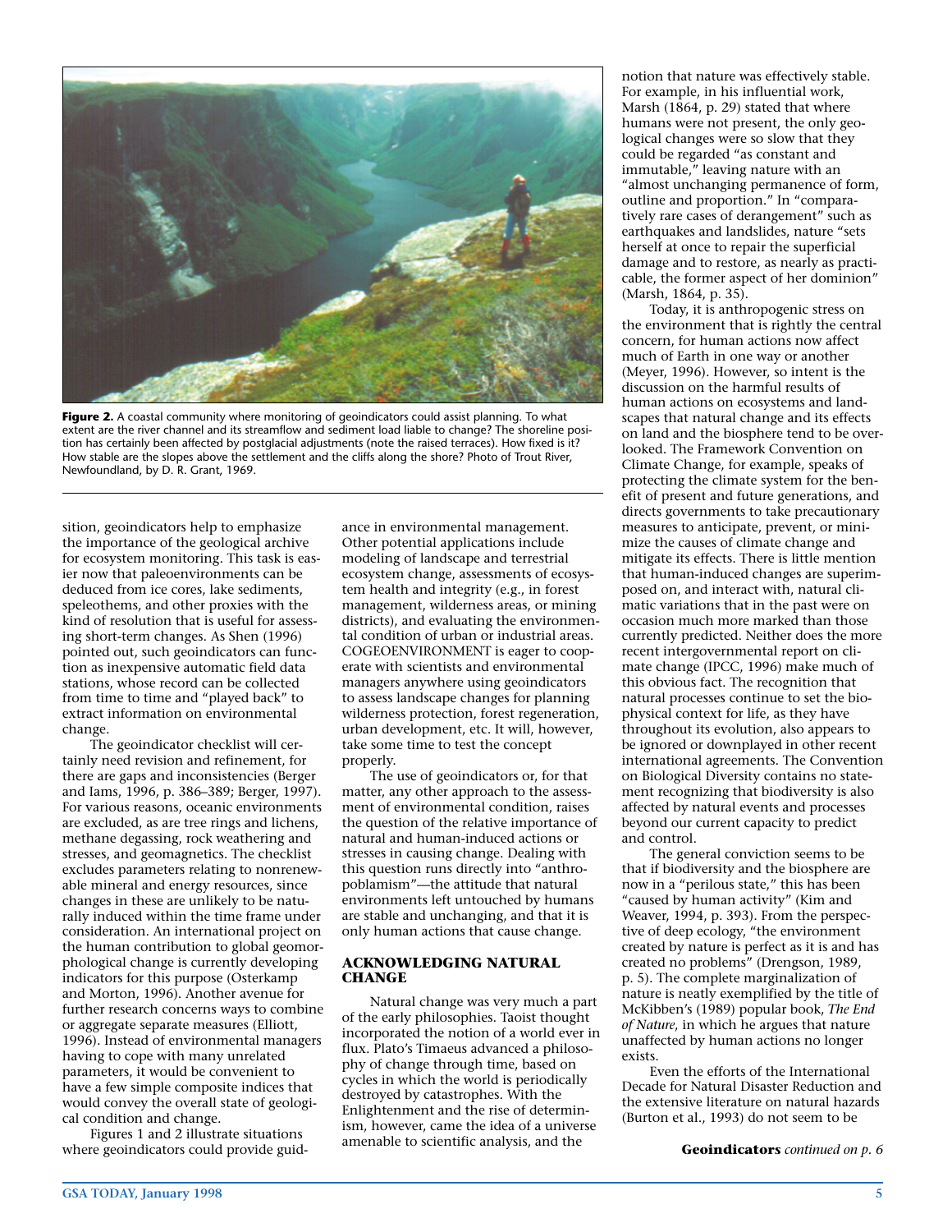**Figure 2.** A coastal community where monitoring of geoindicators could assist planning. To what extent are the river channel and its streamflow and sediment load liable to change? The shoreline position has certainly been affected by postglacial adjustments (note the raised terraces). How fixed is it? How stable are the slopes above the settlement and the cliffs along the shore? Photo of Trout River, Newfoundland, by D. R. Grant, 1969.

sition, geoindicators help to emphasize the importance of the geological archive for ecosystem monitoring. This task is easier now that paleoenvironments can be deduced from ice cores, lake sediments, speleothems, and other proxies with the kind of resolution that is useful for assessing short-term changes. As Shen (1996) pointed out, such geoindicators can function as inexpensive automatic field data stations, whose record can be collected from time to time and "played back" to extract information on environmental change.

The geoindicator checklist will certainly need revision and refinement, for there are gaps and inconsistencies (Berger and Iams, 1996, p. 386–389; Berger, 1997). For various reasons, oceanic environments are excluded, as are tree rings and lichens, methane degassing, rock weathering and stresses, and geomagnetics. The checklist excludes parameters relating to nonrenewable mineral and energy resources, since changes in these are unlikely to be naturally induced within the time frame under consideration. An international project on the human contribution to global geomorphological change is currently developing indicators for this purpose (Osterkamp and Morton, 1996). Another avenue for further research concerns ways to combine or aggregate separate measures (Elliott, 1996). Instead of environmental managers having to cope with many unrelated parameters, it would be convenient to have a few simple composite indices that would convey the overall state of geological condition and change.

Figures 1 and 2 illustrate situations where geoindicators could provide guidance in environmental management. Other potential applications include modeling of landscape and terrestrial ecosystem change, assessments of ecosystem health and integrity (e.g., in forest management, wilderness areas, or mining districts), and evaluating the environmental condition of urban or industrial areas. COGEOENVIRONMENT is eager to cooperate with scientists and environmental managers anywhere using geoindicators to assess landscape changes for planning wilderness protection, forest regeneration, urban development, etc. It will, however, take some time to test the concept properly.

The use of geoindicators or, for that matter, any other approach to the assessment of environmental condition, raises the question of the relative importance of natural and human-induced actions or stresses in causing change. Dealing with this question runs directly into "anthropoblamism"—the attitude that natural environments left untouched by humans are stable and unchanging, and that it is only human actions that cause change.

## ACKNOWLEDGING NATURAL CHANGE

Natural change was very much a part of the early philosophies. Taoist thought incorporated the notion of a world ever in flux. Plato's Timaeus advanced a philosophy of change through time, based on cycles in which the world is periodically destroyed by catastrophes. With the Enlightenment and the rise of determinism, however, came the idea of a universe amenable to scientific analysis, and the notion that nature was effectively stable. For example, in his influential work, Marsh (1864, p. 29) stated that where humans were not present, the only geological changes were so slow that they could be regarded "as constant and immutable," leaving nature with an "almost unchanging permanence of form, outline and proportion." In "comparatively rare cases of derangement" such as earthquakes and landslides, nature "sets herself at once to repair the superficial damage and to restore, as nearly as practicable, the former aspect of her dominion" (Marsh, 1864, p. 35).

Today, it is anthropogenic stress on the environment that is rightly the central concern, for human actions now affect much of Earth in one way or another (Meyer, 1996). However, so intent is the discussion on the harmful results of human actions on ecosystems and landscapes that natural change and its effects on land and the biosphere tend to be overlooked. The Framework Convention on Climate Change, for example, speaks of protecting the climate system for the benefit of present and future generations, and directs governments to take precautionary measures to anticipate, prevent, or minimize the causes of climate change and mitigate its effects. There is little mention that human-induced changes are superimposed on, and interact with, natural climatic variations that in the past were on occasion much more marked than those currently predicted. Neither does the more recent intergovernmental report on climate change (IPCC, 1996) make much of this obvious fact. The recognition that natural processes continue to set the biophysical context for life, as they have throughout its evolution, also appears to be ignored or downplayed in other recent international agreements. The Convention on Biological Diversity contains no statement recognizing that biodiversity is also affected by natural events and processes beyond our current capacity to predict and control.

The general conviction seems to be that if biodiversity and the biosphere are now in a "perilous state," this has been "caused by human activity" (Kim and Weaver, 1994, p. 393). From the perspective of deep ecology, "the environment created by nature is perfect as it is and has created no problems" (Drengson, 1989, p. 5). The complete marginalization of nature is neatly exemplified by the title of McKibben's (1989) popular book, *The End of Nature*, in which he argues that nature unaffected by human actions no longer exists.

Even the efforts of the International Decade for Natural Disaster Reduction and the extensive literature on natural hazards (Burton et al., 1993) do not seem to be

**Geoindicators** *continued on p. 6*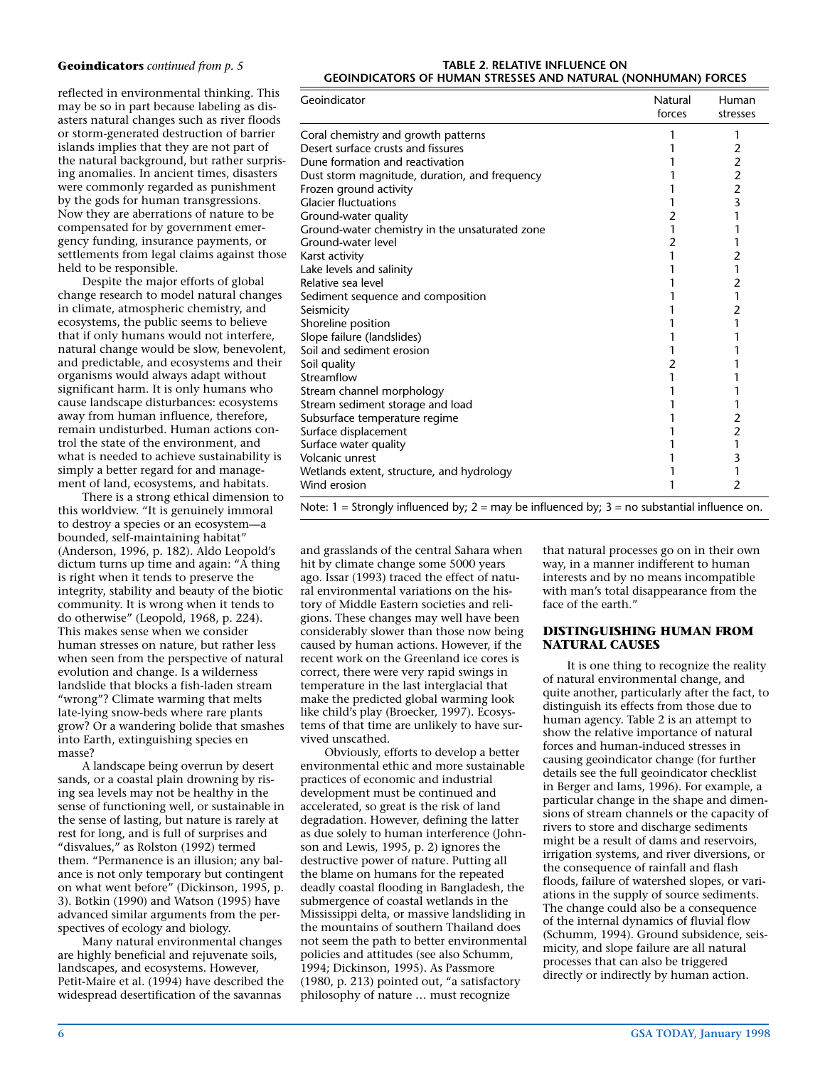**Geoindicators** *continued from p. 5*

reflected in environmental thinking. This may be so in part because labeling as disasters natural changes such as river floods or storm-generated destruction of barrier islands implies that they are not part of the natural background, but rather surprising anomalies. In ancient times, disasters were commonly regarded as punishment by the gods for human transgressions. Now they are aberrations of nature to be compensated for by government emergency funding, insurance payments, or settlements from legal claims against those held to be responsible.

Despite the major efforts of global change research to model natural changes in climate, atmospheric chemistry, and ecosystems, the public seems to believe that if only humans would not interfere, natural change would be slow, benevolent, and predictable, and ecosystems and their organisms would always adapt without significant harm. It is only humans who cause landscape disturbances: ecosystems away from human influence, therefore, remain undisturbed. Human actions control the state of the environment, and what is needed to achieve sustainability is simply a better regard for and management of land, ecosystems, and habitats.

There is a strong ethical dimension to this worldview. "It is genuinely immoral to destroy a species or an ecosystem—a bounded, self-maintaining habitat" (Anderson, 1996, p. 182). Aldo Leopold's dictum turns up time and again: "A thing is right when it tends to preserve the integrity, stability and beauty of the biotic community. It is wrong when it tends to do otherwise" (Leopold, 1968, p. 224). This makes sense when we consider human stresses on nature, but rather less when seen from the perspective of natural evolution and change. Is a wilderness landslide that blocks a fish-laden stream "wrong"? Climate warming that melts late-lying snow-beds where rare plants grow? Or a wandering bolide that smashes into Earth, extinguishing species en masse?

A landscape being overrun by desert sands, or a coastal plain drowning by rising sea levels may not be healthy in the sense of functioning well, or sustainable in the sense of lasting, but nature is rarely at rest for long, and is full of surprises and "disvalues," as Rolston (1992) termed them. "Permanence is an illusion; any balance is not only temporary but contingent on what went before" (Dickinson, 1995, p. 3). Botkin (1990) and Watson (1995) have advanced similar arguments from the perspectives of ecology and biology.

Many natural environmental changes are highly beneficial and rejuvenate soils, landscapes, and ecosystems. However, Petit-Maire et al. (1994) have described the widespread desertification of the savannas and grasslands of the central Sahara when hit by climate change some 5000 years ago. Issar (1993) traced the effect of natural environmental variations on the history of Middle Eastern societies and religions. These changes may well have been considerably slower than those now being caused by human actions. However, if the recent work on the Greenland ice cores is correct, there were very rapid swings in temperature in the last interglacial that make the predicted global warming look like child's play (Broecker, 1997). Ecosystems of that time are unlikely to have survived unscathed.

Obviously, efforts to develop a better environmental ethic and more sustainable practices of economic and industrial development must be continued and accelerated, so great is the risk of land degradation. However, defining the latter as due solely to human interference (Johnson and Lewis, 1995, p. 2) ignores the destructive power of nature. Putting all the blame on humans for the repeated deadly coastal flooding in Bangladesh, the submergence of coastal wetlands in the Mississippi delta, or massive landsliding in the mountains of southern Thailand does not seem the path to better environmental policies and attitudes (see also Schumm, 1994; Dickinson, 1995). As Passmore (1980, p. 213) pointed out, "a satisfactory philosophy of nature … must recognize that natural processes go on in their own way, in a manner indifferent to human interests and by no means incompatible with man's total disappearance from the face of the earth."

**TABLE 2. RELATIVE INFLUENCE ON GEOINDICATORS OF HUMAN STRESSES AND NATURAL (NONHUMAN) FORCES**

| Geoindicator | Natural forces | Human stresses |
|---|---|---|
| Coral chemistry and growth patterns | 1 | 1 |
| Desert surface crusts and fissures | 1 | 2 |
| Dune formation and reactivation | 1 | 2 |
| Dust storm magnitude, duration, and frequency | 1 | 2 |
| Frozen ground activity | 1 | 2 |
| Glacier fluctuations | 1 | 3 |
| Ground-water quality | 2 | 1 |
| Ground-water chemistry in the unsaturated zone | 1 | 1 |
| Ground-water level | 2 | 1 |
| Karst activity | 1 | 2 |
| Lake levels and salinity | 1 | 1 |
| Relative sea level | 1 | 2 |
| Sediment sequence and composition | 1 | 1 |
| Seismicity | 1 | 2 |
| Shoreline position | 1 | 1 |
| Slope failure (landslides) | 1 | 1 |
| Soil and sediment erosion | 1 | 1 |
| Soil quality | 2 | 1 |
| Streamflow | 1 | 1 |
| Stream channel morphology | 1 | 1 |
| Stream sediment storage and load | 1 | 1 |
| Subsurface temperature regime | 1 | 2 |
| Surface displacement | 1 | 2 |
| Surface water quality | 1 | 1 |
| Volcanic unrest | 1 | 3 |
| Wetlands extent, structure, and hydrology | 1 | 1 |
| Wind erosion | 1 | 2 |

Note: 1 = Strongly influenced by; 2 = may be influenced by; 3 = no substantial influence on.

## DISTINGUISHING HUMAN FROM NATURAL CAUSES

It is one thing to recognize the reality of natural environmental change, and quite another, particularly after the fact, to distinguish its effects from those due to human agency. Table 2 is an attempt to show the relative importance of natural forces and human-induced stresses in causing geoindicator change (for further details see the full geoindicator checklist in Berger and Iams, 1996). For example, a particular change in the shape and dimensions of stream channels or the capacity of rivers to store and discharge sediments might be a result of dams and reservoirs, irrigation systems, and river diversions, or the consequence of rainfall and flash floods, failure of watershed slopes, or variations in the supply of source sediments. The change could also be a consequence of the internal dynamics of fluvial flow (Schumm, 1994). Ground subsidence, seismicity, and slope failure are all natural processes that can also be triggered directly or indirectly by human action.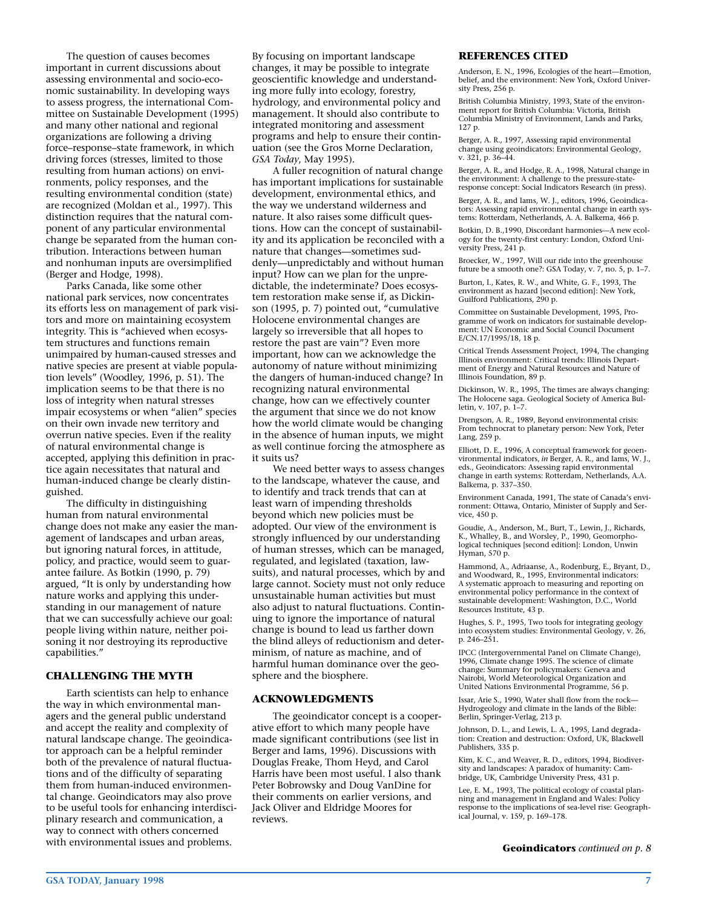The question of causes becomes important in current discussions about assessing environmental and socio-economic sustainability. In developing ways to assess progress, the international Committee on Sustainable Development (1995) and many other national and regional organizations are following a driving force–response–state framework, in which driving forces (stresses, limited to those resulting from human actions) on environments, policy responses, and the resulting environmental condition (state) are recognized (Moldan et al., 1997). This distinction requires that the natural component of any particular environmental change be separated from the human contribution. Interactions between human and nonhuman inputs are oversimplified (Berger and Hodge, 1998).

Parks Canada, like some other national park services, now concentrates its efforts less on management of park visitors and more on maintaining ecosystem integrity. This is "achieved when ecosystem structures and functions remain unimpaired by human-caused stresses and native species are present at viable population levels" (Woodley, 1996, p. 51). The implication seems to be that there is no loss of integrity when natural stresses impair ecosystems or when "alien" species on their own invade new territory and overrun native species. Even if the reality of natural environmental change is accepted, applying this definition in practice again necessitates that natural and human-induced change be clearly distinguished.

The difficulty in distinguishing human from natural environmental change does not make any easier the management of landscapes and urban areas, but ignoring natural forces, in attitude, policy, and practice, would seem to guarantee failure. As Botkin (1990, p. 79) argued, "It is only by understanding how nature works and applying this understanding in our management of nature that we can successfully achieve our goal: people living within nature, neither poisoning it nor destroying its reproductive capabilities."

## CHALLENGING THE MYTH

Earth scientists can help to enhance the way in which environmental managers and the general public understand and accept the reality and complexity of natural landscape change. The geoindicator approach can be a helpful reminder both of the prevalence of natural fluctuations and of the difficulty of separating them from human-induced environmental change. Geoindicators may also prove to be useful tools for enhancing interdisciplinary research and communication, a way to connect with others concerned with environmental issues and problems. By focusing on important landscape changes, it may be possible to integrate geoscientific knowledge and understanding more fully into ecology, forestry, hydrology, and environmental policy and management. It should also contribute to integrated monitoring and assessment programs and help to ensure their continuation (see the Gros Morne Declaration, *GSA Today*, May 1995).

A fuller recognition of natural change has important implications for sustainable development, environmental ethics, and the way we understand wilderness and nature. It also raises some difficult questions. How can the concept of sustainability and its application be reconciled with a nature that changes—sometimes suddenly—unpredictably and without human input? How can we plan for the unpredictable, the indeterminate? Does ecosystem restoration make sense if, as Dickinson (1995, p. 7) pointed out, "cumulative Holocene environmental changes are largely so irreversible that all hopes to restore the past are vain"? Even more important, how can we acknowledge the autonomy of nature without minimizing the dangers of human-induced change? In recognizing natural environmental change, how can we effectively counter the argument that since we do not know how the world climate would be changing in the absence of human inputs, we might as well continue forcing the atmosphere as it suits us?

We need better ways to assess changes to the landscape, whatever the cause, and to identify and track trends that can at least warn of impending thresholds beyond which new policies must be adopted. Our view of the environment is strongly influenced by our understanding of human stresses, which can be managed, regulated, and legislated (taxation, lawsuits), and natural processes, which by and large cannot. Society must not only reduce unsustainable human activities but must also adjust to natural fluctuations. Continuing to ignore the importance of natural change is bound to lead us farther down the blind alleys of reductionism and determinism, of nature as machine, and of harmful human dominance over the geosphere and the biosphere.

## ACKNOWLEDGMENTS

The geoindicator concept is a cooperative effort to which many people have made significant contributions (see list in Berger and Iams, 1996). Discussions with Douglas Freake, Thom Heyd, and Carol Harris have been most useful. I also thank Peter Bobrowsky and Doug VanDine for their comments on earlier versions, and Jack Oliver and Eldridge Moores for reviews.

## REFERENCES CITED

Anderson, E. N., 1996, Ecologies of the heart—Emotion, belief, and the environment: New York, Oxford University Press, 256 p.

British Columbia Ministry, 1993, State of the environment report for British Columbia: Victoria, British Columbia Ministry of Environment, Lands and Parks, 127 p.

Berger, A. R., 1997, Assessing rapid environmental change using geoindicators: Environmental Geology, v. 321, p. 36–44.

Berger, A. R., and Hodge, R. A., 1998, Natural change in the environment: A challenge to the pressure-state-response concept: Social Indicators Research (in press).

Berger, A. R., and Iams, W. J., editors, 1996, Geoindicators: Assessing rapid environmental change in earth systems: Rotterdam, Netherlands, A. A. Balkema, 466 p.

Botkin, D. B.,1990, Discordant harmonies—A new ecology for the twenty-first century: London, Oxford University Press, 241 p.

Broecker, W., 1997, Will our ride into the greenhouse future be a smooth one?: GSA Today, v. 7, no. 5, p. 1–7.

Burton, I., Kates, R. W., and White, G. F., 1993, The environment as hazard [second edition]: New York, Guilford Publications, 290 p.

Committee on Sustainable Development, 1995, Programme of work on indicators for sustainable development: UN Economic and Social Council Document E/CN.17/1995/18, 18 p.

Critical Trends Assessment Project, 1994, The changing Illinois environment: Critical trends: Illinois Department of Energy and Natural Resources and Nature of Illinois Foundation, 89 p.

Dickinson, W. R., 1995, The times are always changing: The Holocene saga. Geological Society of America Bulletin, v. 107, p. 1–7.

Drengson, A. R., 1989, Beyond environmental crisis: From technocrat to planetary person: New York, Peter Lang, 259 p.

Elliott, D. E., 1996, A conceptual framework for geoenvironmental indicators, *in* Berger, A. R., and Iams, W. J., eds., Geoindicators: Assessing rapid environmental change in earth systems: Rotterdam, Netherlands, A.A. Balkema, p. 337–350.

Environment Canada, 1991, The state of Canada's environment: Ottawa, Ontario, Minister of Supply and Service, 450 p.

Goudie, A., Anderson, M., Burt, T., Lewin, J., Richards, K., Whalley, B., and Worsley, P., 1990, Geomorphological techniques [second edition]: London, Unwin Hyman, 570 p.

Hammond, A., Adriaanse, A., Rodenburg, E., Bryant, D., and Woodward, R., 1995, Environmental indicators: A systematic approach to measuring and reporting on environmental policy performance in the context of sustainable development: Washington, D.C., World Resources Institute, 43 p.

Hughes, S. P., 1995, Two tools for integrating geology into ecosystem studies: Environmental Geology, v. 26, p. 246–251.

IPCC (Intergovernmental Panel on Climate Change), 1996, Climate change 1995. The science of climate change: Summary for policymakers: Geneva and Nairobi, World Meteorological Organization and United Nations Environmental Programme, 56 p.

Issar, Arie S., 1990, Water shall flow from the rock—Hydrogeology and climate in the lands of the Bible: Berlin, Springer-Verlag, 213 p.

Johnson, D. L., and Lewis, L. A., 1995, Land degradation: Creation and destruction: Oxford, UK, Blackwell Publishers, 335 p.

Kim, K. C., and Weaver, R. D., editors, 1994, Biodiversity and landscapes: A paradox of humanity: Cambridge, UK, Cambridge University Press, 431 p.

Lee, E. M., 1993, The political ecology of coastal planning and management in England and Wales: Policy response to the implications of sea-level rise: Geographical Journal, v. 159, p. 169–178.

**Geoindicators** *continued on p. 8*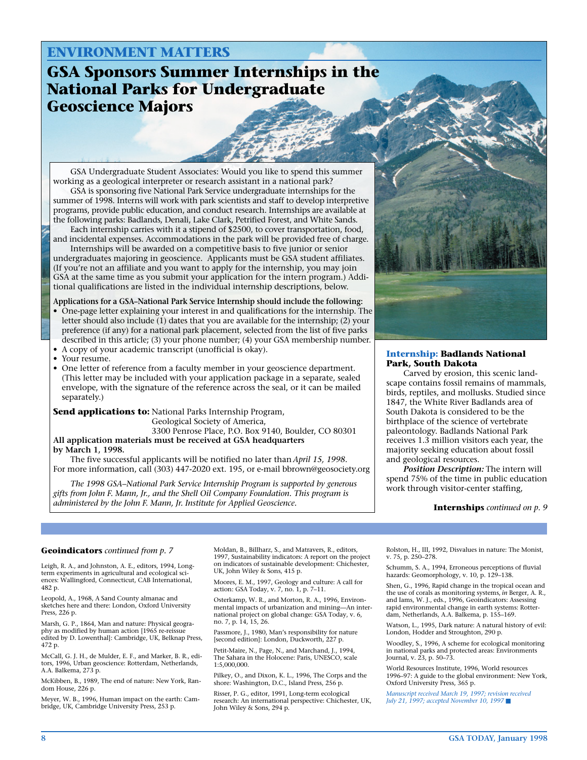## ENVIRONMENT MATTERS

# GSA Sponsors Summer Internships in the National Parks for Undergraduate Geoscience Majors

GSA Undergraduate Student Associates: Would you like to spend this summer working as a geological interpreter or research assistant in a national park?

GSA is sponsoring five National Park Service undergraduate internships for the summer of 1998. Interns will work with park scientists and staff to develop interpretive programs, provide public education, and conduct research. Internships are available at the following parks: Badlands, Denali, Lake Clark, Petrified Forest, and White Sands.

Each internship carries with it a stipend of $2500, to cover transportation, food, and incidental expenses. Accommodations in the park will be provided free of charge.

Internships will be awarded on a competitive basis to five junior or senior undergraduates majoring in geoscience. Applicants must be GSA student affiliates. (If you're not an affiliate and you want to apply for the internship, you may join GSA at the same time as you submit your application for the intern program.) Additional qualifications are listed in the individual internship descriptions, below.

**Applications for a GSA–National Park Service Internship should include the following:**

- One-page letter explaining your interest in and qualifications for the internship. The letter should also include (1) dates that you are available for the internship; (2) your preference (if any) for a national park placement, selected from the list of five parks described in this article; (3) your phone number; (4) your GSA membership number.
- A copy of your academic transcript (unofficial is okay).
- Your resume.
- One letter of reference from a faculty member in your geoscience department. (This letter may be included with your application package in a separate, sealed envelope, with the signature of the reference across the seal, or it can be mailed separately.)

**Send applications to:** National Parks Internship Program,
Geological Society of America,
3300 Penrose Place, P.O. Box 9140, Boulder, CO 80301

**All application materials must be received at GSA headquarters by March 1, 1998.**

The five successful applicants will be notified no later than *April 15, 1998*. For more information, call (303) 447-2020 ext. 195, or e-mail bbrown@geosociety.org

*The 1998 GSA–National Park Service Internship Program is supported by generous gifts from John F. Mann, Jr., and the Shell Oil Company Foundation. This program is administered by the John F. Mann, Jr. Institute for Applied Geoscience.*

### Internship: Badlands National Park, South Dakota

Carved by erosion, this scenic landscape contains fossil remains of mammals, birds, reptiles, and mollusks. Studied since 1847, the White River Badlands area of South Dakota is considered to be the birthplace of the science of vertebrate paleontology. Badlands National Park receives 1.3 million visitors each year, the majority seeking education about fossil and geological resources.

***Position Description:*** The intern will spend 75% of the time in public education work through visitor-center staffing,

**Internships** *continued on p. 9*

---

**Geoindicators** *continued from p. 7*

Leigh, R. A., and Johnston, A. E., editors, 1994, Long-term experiments in agricultural and ecological sciences: Wallingford, Connecticut, CAB International, 482 p.

Leopold, A., 1968, A Sand County almanac and sketches here and there: London, Oxford University Press, 226 p.

Marsh, G. P., 1864, Man and nature: Physical geography as modified by human action [1965 re-reissue edited by D. Lowenthal]: Cambridge, UK, Belknap Press, 472 p.

McCall, G. J. H., de Mulder, E. F., and Marker, B. R., editors, 1996, Urban geoscience: Rotterdam, Netherlands, A.A. Balkema, 273 p.

McKibben, B., 1989, The end of nature: New York, Random House, 226 p.

Meyer, W. B., 1996, Human impact on the earth: Cambridge, UK, Cambridge University Press, 253 p.

Moldan, B., Billharz, S., and Matravers, R., editors, 1997, Sustainability indicators: A report on the project on indicators of sustainable development: Chichester, UK, John Wiley & Sons, 415 p.

Moores, E. M., 1997, Geology and culture: A call for action: GSA Today, v. 7, no. 1, p. 7–11.

Osterkamp, W. R., and Morton, R. A., 1996, Environmental impacts of urbanization and mining—An international project on global change: GSA Today, v. 6, no. 7, p. 14, 15, 26.

Passmore, J., 1980, Man's responsibility for nature [second edition]: London, Duckworth, 227 p.

Petit-Maire, N., Page, N., and Marchand, J., 1994, The Sahara in the Holocene: Paris, UNESCO, scale 1:5,000,000.

Pilkey, O., and Dixon, K. L., 1996, The Corps and the shore: Washington, D.C., Island Press, 256 p.

Risser, P. G., editor, 1991, Long-term ecological research: An international perspective: Chichester, UK, John Wiley & Sons, 294 p.

Rolston, H., III, 1992, Disvalues in nature: The Monist, v. 75, p. 250–278.

Schumm, S. A., 1994, Erroneous perceptions of fluvial hazards: Geomorphology, v. 10, p. 129–138.

Shen, G., 1996, Rapid change in the tropical ocean and the use of corals as monitoring systems, *in* Berger, A. R., and Iams, W. J., eds., 1996, Geoindicators: Assessing rapid environmental change in earth systems: Rotterdam, Netherlands, A.A. Balkema, p. 155–169.

Watson, L., 1995, Dark nature: A natural history of evil: London, Hodder and Stroughton, 290 p.

Woodley, S., 1996, A scheme for ecological monitoring in national parks and protected areas: Environments Journal, v. 23, p. 50–73.

World Resources Institute, 1996, World resources 1996–97: A guide to the global environment: New York, Oxford University Press, 365 p.

*Manuscript received March 19, 1997; revision received July 21, 1997; accepted November 10, 1997* ■